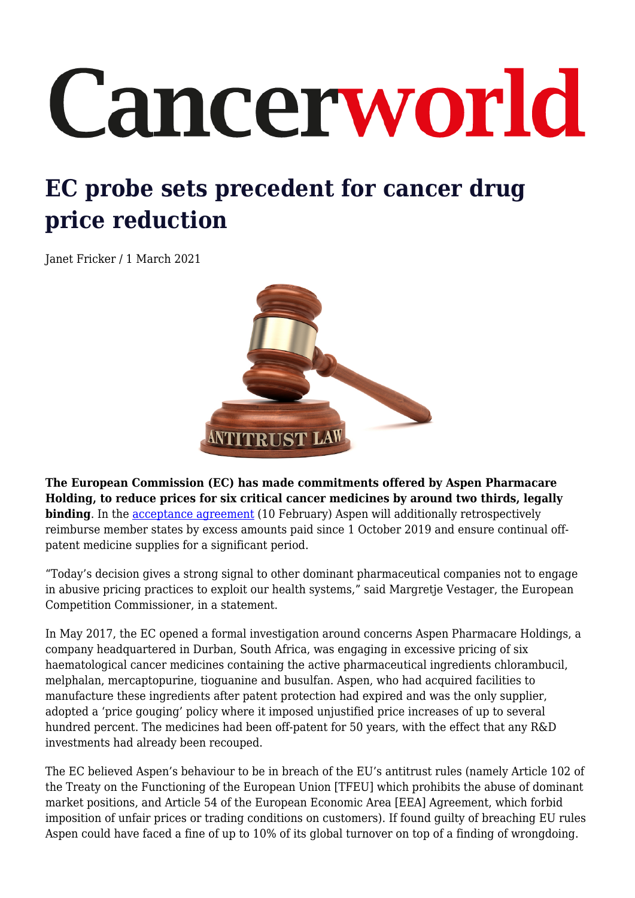# Cancerworld

## EC probe sets precedent for cancer drug price reduction

Janet Fricker / 1 March 2021

**The European Commission (EC) has made commitments offered by Aspen Pharmacare Holding, to reduce prices for six critical cancer medicines by around two thirds, legally binding**. In the acceptance agreement (10 February) Aspen will additionally retrospectively reimburse member states by excess amounts paid since 1 October 2019 and ensure continual off-patent medicine supplies for a significant period.

"Today's decision gives a strong signal to other dominant pharmaceutical companies not to engage in abusive pricing practices to exploit our health systems," said Margretje Vestager, the European Competition Commissioner, in a statement.

In May 2017, the EC opened a formal investigation around concerns Aspen Pharmacare Holdings, a company headquartered in Durban, South Africa, was engaging in excessive pricing of six haematological cancer medicines containing the active pharmaceutical ingredients chlorambucil, melphalan, mercaptopurine, tioguanine and busulfan. Aspen, who had acquired facilities to manufacture these ingredients after patent protection had expired and was the only supplier, adopted a 'price gouging' policy where it imposed unjustified price increases of up to several hundred percent. The medicines had been off-patent for 50 years, with the effect that any R&D investments had already been recouped.

The EC believed Aspen's behaviour to be in breach of the EU's antitrust rules (namely Article 102 of the Treaty on the Functioning of the European Union [TFEU] which prohibits the abuse of dominant market positions, and Article 54 of the European Economic Area [EEA] Agreement, which forbid imposition of unfair prices or trading conditions on customers). If found guilty of breaching EU rules Aspen could have faced a fine of up to 10% of its global turnover on top of a finding of wrongdoing.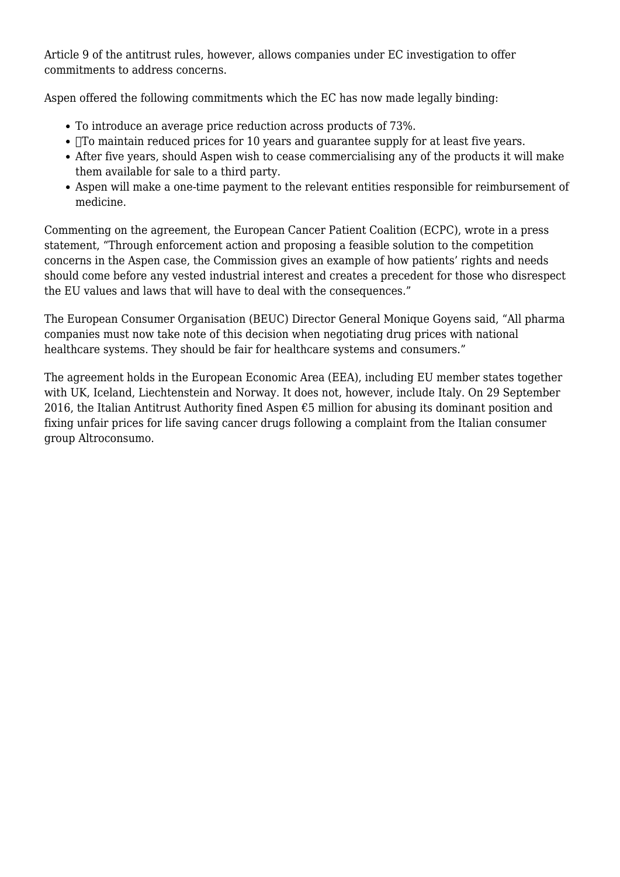Article 9 of the antitrust rules, however, allows companies under EC investigation to offer commitments to address concerns.

Aspen offered the following commitments which the EC has now made legally binding:

- To introduce an average price reduction across products of 73%.
- To maintain reduced prices for 10 years and guarantee supply for at least five years.
- After five years, should Aspen wish to cease commercialising any of the products it will make them available for sale to a third party.
- Aspen will make a one-time payment to the relevant entities responsible for reimbursement of medicine.

Commenting on the agreement, the European Cancer Patient Coalition (ECPC), wrote in a press statement, "Through enforcement action and proposing a feasible solution to the competition concerns in the Aspen case, the Commission gives an example of how patients' rights and needs should come before any vested industrial interest and creates a precedent for those who disrespect the EU values and laws that will have to deal with the consequences."

The European Consumer Organisation (BEUC) Director General Monique Goyens said, "All pharma companies must now take note of this decision when negotiating drug prices with national healthcare systems. They should be fair for healthcare systems and consumers."

The agreement holds in the European Economic Area (EEA), including EU member states together with UK, Iceland, Liechtenstein and Norway. It does not, however, include Italy. On 29 September 2016, the Italian Antitrust Authority fined Aspen €5 million for abusing its dominant position and fixing unfair prices for life saving cancer drugs following a complaint from the Italian consumer group Altroconsumo.